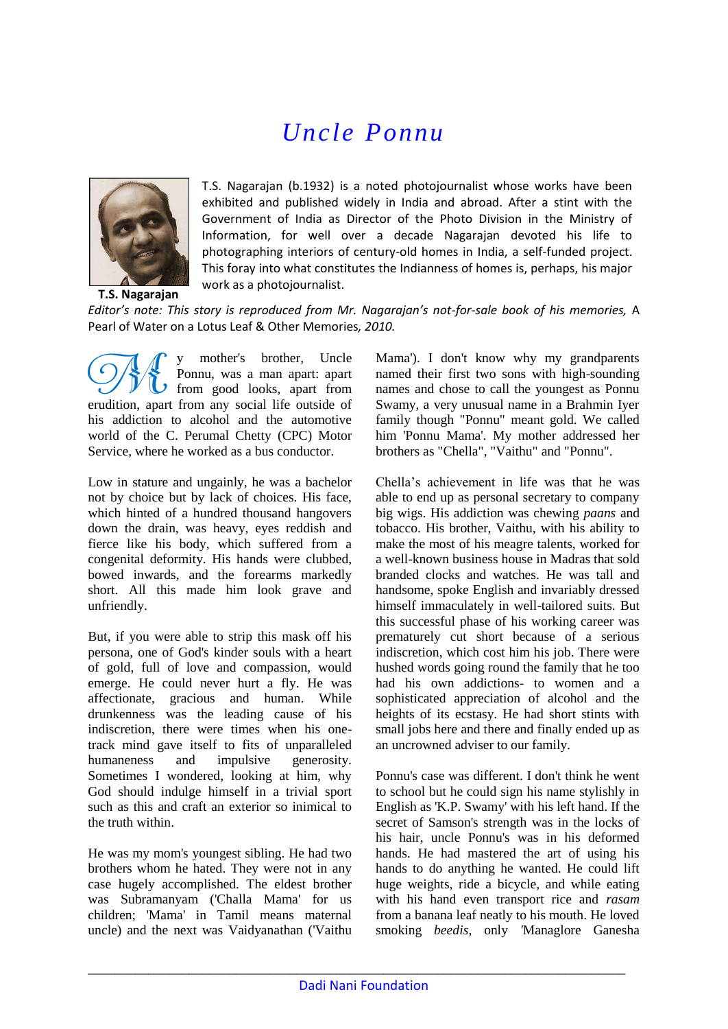# Uncle Ponnu

**T.S. Nagarajan**

T.S. Nagarajan (b.1932) is a noted photojournalist whose works have been exhibited and published widely in India and abroad. After a stint with the Government of India as Director of the Photo Division in the Ministry of Information, for well over a decade Nagarajan devoted his life to photographing interiors of century-old homes in India, a self-funded project. This foray into what constitutes the Indianness of homes is, perhaps, his major work as a photojournalist.

*Editor's note: This story is reproduced from Mr. Nagarajan's not-for-sale book of his memories,* A Pearl of Water on a Lotus Leaf & Other Memories*, 2010.*

My mother's brother, Uncle Ponnu, was a man apart: apart from good looks, apart from erudition, apart from any social life outside of his addiction to alcohol and the automotive world of the C. Perumal Chetty (CPC) Motor Service, where he worked as a bus conductor.

Low in stature and ungainly, he was a bachelor not by choice but by lack of choices. His face, which hinted of a hundred thousand hangovers down the drain, was heavy, eyes reddish and fierce like his body, which suffered from a congenital deformity. His hands were clubbed, bowed inwards, and the forearms markedly short. All this made him look grave and unfriendly.

But, if you were able to strip this mask off his persona, one of God's kinder souls with a heart of gold, full of love and compassion, would emerge. He could never hurt a fly. He was affectionate, gracious and human. While drunkenness was the leading cause of his indiscretion, there were times when his one-track mind gave itself to fits of unparalleled humaneness and impulsive generosity. Sometimes I wondered, looking at him, why God should indulge himself in a trivial sport such as this and craft an exterior so inimical to the truth within.

He was my mom's youngest sibling. He had two brothers whom he hated. They were not in any case hugely accomplished. The eldest brother was Subramanyam ('Challa Mama' for us children; 'Mama' in Tamil means maternal uncle) and the next was Vaidyanathan ('Vaithu Mama'). I don't know why my grandparents named their first two sons with high-sounding names and chose to call the youngest as Ponnu Swamy, a very unusual name in a Brahmin Iyer family though "Ponnu" meant gold. We called him 'Ponnu Mama'. My mother addressed her brothers as "Chella", "Vaithu" and "Ponnu".

Chella's achievement in life was that he was able to end up as personal secretary to company big wigs. His addiction was chewing *paans* and tobacco. His brother, Vaithu, with his ability to make the most of his meagre talents, worked for a well-known business house in Madras that sold branded clocks and watches. He was tall and handsome, spoke English and invariably dressed himself immaculately in well-tailored suits. But this successful phase of his working career was prematurely cut short because of a serious indiscretion, which cost him his job. There were hushed words going round the family that he too had his own addictions- to women and a sophisticated appreciation of alcohol and the heights of its ecstasy. He had short stints with small jobs here and there and finally ended up as an uncrowned adviser to our family.

Ponnu's case was different. I don't think he went to school but he could sign his name stylishly in English as 'K.P. Swamy' with his left hand. If the secret of Samson's strength was in the locks of his hair, uncle Ponnu's was in his deformed hands. He had mastered the art of using his hands to do anything he wanted. He could lift huge weights, ride a bicycle, and while eating with his hand even transport rice and *rasam* from a banana leaf neatly to his mouth. He loved smoking *beedis*, only 'Managlore Ganesha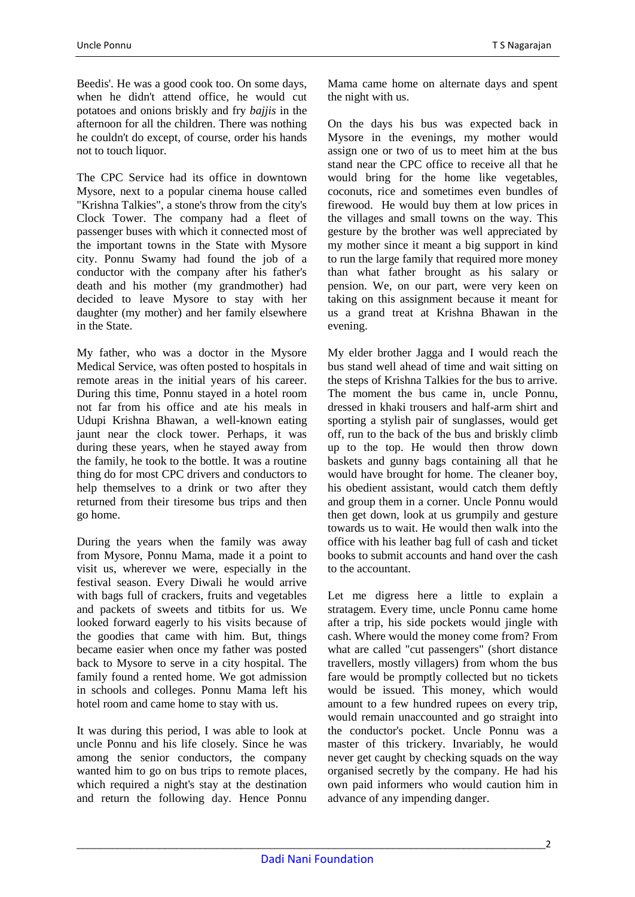Beedis'. He was a good cook too. On some days, when he didn't attend office, he would cut potatoes and onions briskly and fry *bajjis* in the afternoon for all the children. There was nothing he couldn't do except, of course, order his hands not to touch liquor.

The CPC Service had its office in downtown Mysore, next to a popular cinema house called "Krishna Talkies", a stone's throw from the city's Clock Tower. The company had a fleet of passenger buses with which it connected most of the important towns in the State with Mysore city. Ponnu Swamy had found the job of a conductor with the company after his father's death and his mother (my grandmother) had decided to leave Mysore to stay with her daughter (my mother) and her family elsewhere in the State.

My father, who was a doctor in the Mysore Medical Service, was often posted to hospitals in remote areas in the initial years of his career. During this time, Ponnu stayed in a hotel room not far from his office and ate his meals in Udupi Krishna Bhawan, a well-known eating jaunt near the clock tower. Perhaps, it was during these years, when he stayed away from the family, he took to the bottle. It was a routine thing do for most CPC drivers and conductors to help themselves to a drink or two after they returned from their tiresome bus trips and then go home.

During the years when the family was away from Mysore, Ponnu Mama, made it a point to visit us, wherever we were, especially in the festival season. Every Diwali he would arrive with bags full of crackers, fruits and vegetables and packets of sweets and titbits for us. We looked forward eagerly to his visits because of the goodies that came with him. But, things became easier when once my father was posted back to Mysore to serve in a city hospital. The family found a rented home. We got admission in schools and colleges. Ponnu Mama left his hotel room and came home to stay with us.

It was during this period, I was able to look at uncle Ponnu and his life closely. Since he was among the senior conductors, the company wanted him to go on bus trips to remote places, which required a night's stay at the destination and return the following day. Hence Ponnu Mama came home on alternate days and spent the night with us.

On the days his bus was expected back in Mysore in the evenings, my mother would assign one or two of us to meet him at the bus stand near the CPC office to receive all that he would bring for the home like vegetables, coconuts, rice and sometimes even bundles of firewood. He would buy them at low prices in the villages and small towns on the way. This gesture by the brother was well appreciated by my mother since it meant a big support in kind to run the large family that required more money than what father brought as his salary or pension. We, on our part, were very keen on taking on this assignment because it meant for us a grand treat at Krishna Bhawan in the evening.

My elder brother Jagga and I would reach the bus stand well ahead of time and wait sitting on the steps of Krishna Talkies for the bus to arrive. The moment the bus came in, uncle Ponnu, dressed in khaki trousers and half-arm shirt and sporting a stylish pair of sunglasses, would get off, run to the back of the bus and briskly climb up to the top. He would then throw down baskets and gunny bags containing all that he would have brought for home. The cleaner boy, his obedient assistant, would catch them deftly and group them in a corner. Uncle Ponnu would then get down, look at us grumpily and gesture towards us to wait. He would then walk into the office with his leather bag full of cash and ticket books to submit accounts and hand over the cash to the accountant.

Let me digress here a little to explain a stratagem. Every time, uncle Ponnu came home after a trip, his side pockets would jingle with cash. Where would the money come from? From what are called "cut passengers" (short distance travellers, mostly villagers) from whom the bus fare would be promptly collected but no tickets would be issued. This money, which would amount to a few hundred rupees on every trip, would remain unaccounted and go straight into the conductor's pocket. Uncle Ponnu was a master of this trickery. Invariably, he would never get caught by checking squads on the way organised secretly by the company. He had his own paid informers who would caution him in advance of any impending danger.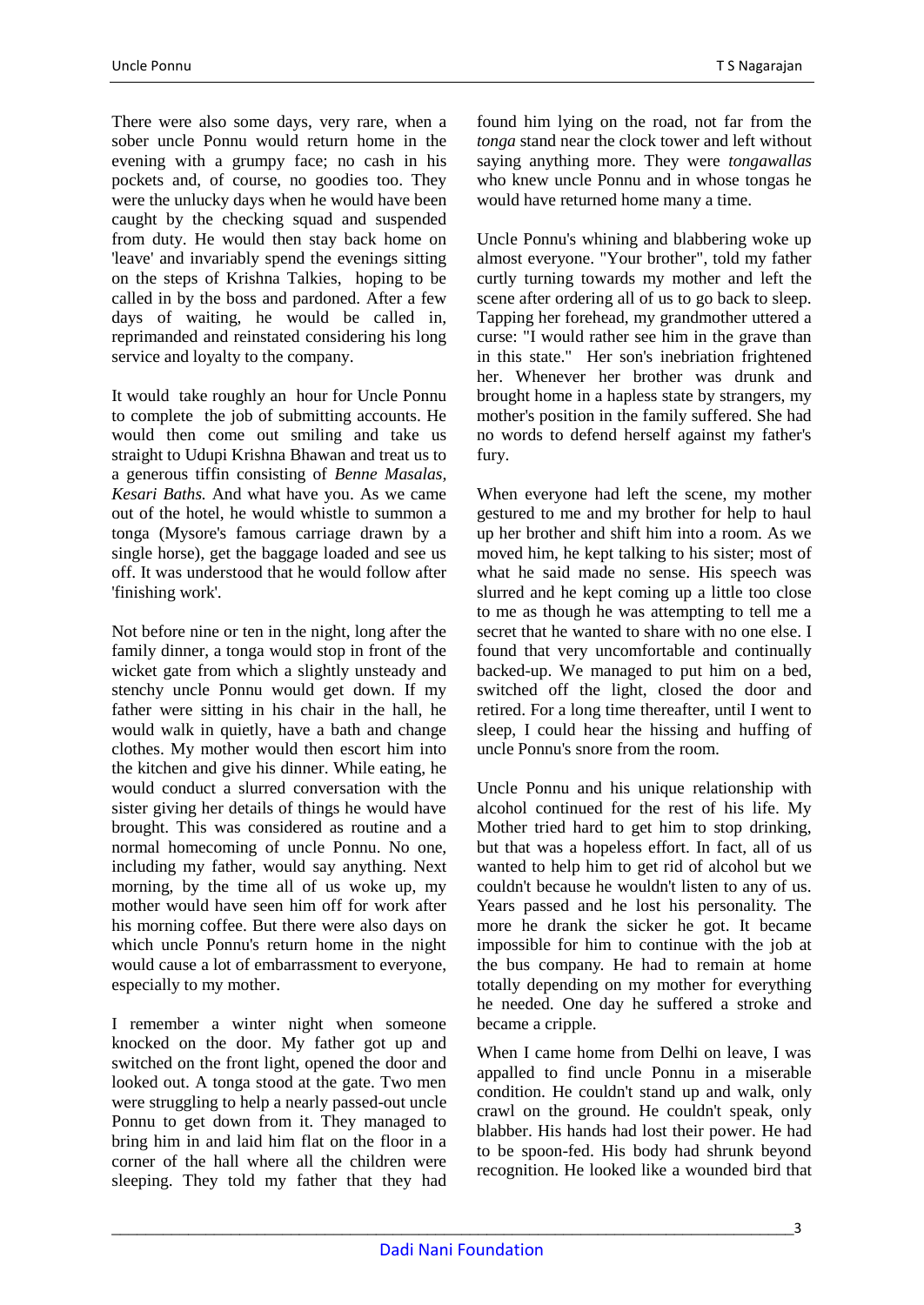There were also some days, very rare, when a sober uncle Ponnu would return home in the evening with a grumpy face; no cash in his pockets and, of course, no goodies too. They were the unlucky days when he would have been caught by the checking squad and suspended from duty. He would then stay back home on 'leave' and invariably spend the evenings sitting on the steps of Krishna Talkies, hoping to be called in by the boss and pardoned. After a few days of waiting, he would be called in, reprimanded and reinstated considering his long service and loyalty to the company.

It would take roughly an hour for Uncle Ponnu to complete the job of submitting accounts. He would then come out smiling and take us straight to Udupi Krishna Bhawan and treat us to a generous tiffin consisting of *Benne Masalas, Kesari Baths.* And what have you. As we came out of the hotel, he would whistle to summon a tonga (Mysore's famous carriage drawn by a single horse), get the baggage loaded and see us off. It was understood that he would follow after 'finishing work'.

Not before nine or ten in the night, long after the family dinner, a tonga would stop in front of the wicket gate from which a slightly unsteady and stenchy uncle Ponnu would get down. If my father were sitting in his chair in the hall, he would walk in quietly, have a bath and change clothes. My mother would then escort him into the kitchen and give his dinner. While eating, he would conduct a slurred conversation with the sister giving her details of things he would have brought. This was considered as routine and a normal homecoming of uncle Ponnu. No one, including my father, would say anything. Next morning, by the time all of us woke up, my mother would have seen him off for work after his morning coffee. But there were also days on which uncle Ponnu's return home in the night would cause a lot of embarrassment to everyone, especially to my mother.

I remember a winter night when someone knocked on the door. My father got up and switched on the front light, opened the door and looked out. A tonga stood at the gate. Two men were struggling to help a nearly passed-out uncle Ponnu to get down from it. They managed to bring him in and laid him flat on the floor in a corner of the hall where all the children were sleeping. They told my father that they had found him lying on the road, not far from the *tonga* stand near the clock tower and left without saying anything more. They were *tongawallas* who knew uncle Ponnu and in whose tongas he would have returned home many a time.

Uncle Ponnu's whining and blabbering woke up almost everyone. "Your brother", told my father curtly turning towards my mother and left the scene after ordering all of us to go back to sleep. Tapping her forehead, my grandmother uttered a curse: "I would rather see him in the grave than in this state." Her son's inebriation frightened her. Whenever her brother was drunk and brought home in a hapless state by strangers, my mother's position in the family suffered. She had no words to defend herself against my father's fury.

When everyone had left the scene, my mother gestured to me and my brother for help to haul up her brother and shift him into a room. As we moved him, he kept talking to his sister; most of what he said made no sense. His speech was slurred and he kept coming up a little too close to me as though he was attempting to tell me a secret that he wanted to share with no one else. I found that very uncomfortable and continually backed-up. We managed to put him on a bed, switched off the light, closed the door and retired. For a long time thereafter, until I went to sleep, I could hear the hissing and huffing of uncle Ponnu's snore from the room.

Uncle Ponnu and his unique relationship with alcohol continued for the rest of his life. My Mother tried hard to get him to stop drinking, but that was a hopeless effort. In fact, all of us wanted to help him to get rid of alcohol but we couldn't because he wouldn't listen to any of us. Years passed and he lost his personality. The more he drank the sicker he got. It became impossible for him to continue with the job at the bus company. He had to remain at home totally depending on my mother for everything he needed. One day he suffered a stroke and became a cripple.

When I came home from Delhi on leave, I was appalled to find uncle Ponnu in a miserable condition. He couldn't stand up and walk, only crawl on the ground. He couldn't speak, only blabber. His hands had lost their power. He had to be spoon-fed. His body had shrunk beyond recognition. He looked like a wounded bird that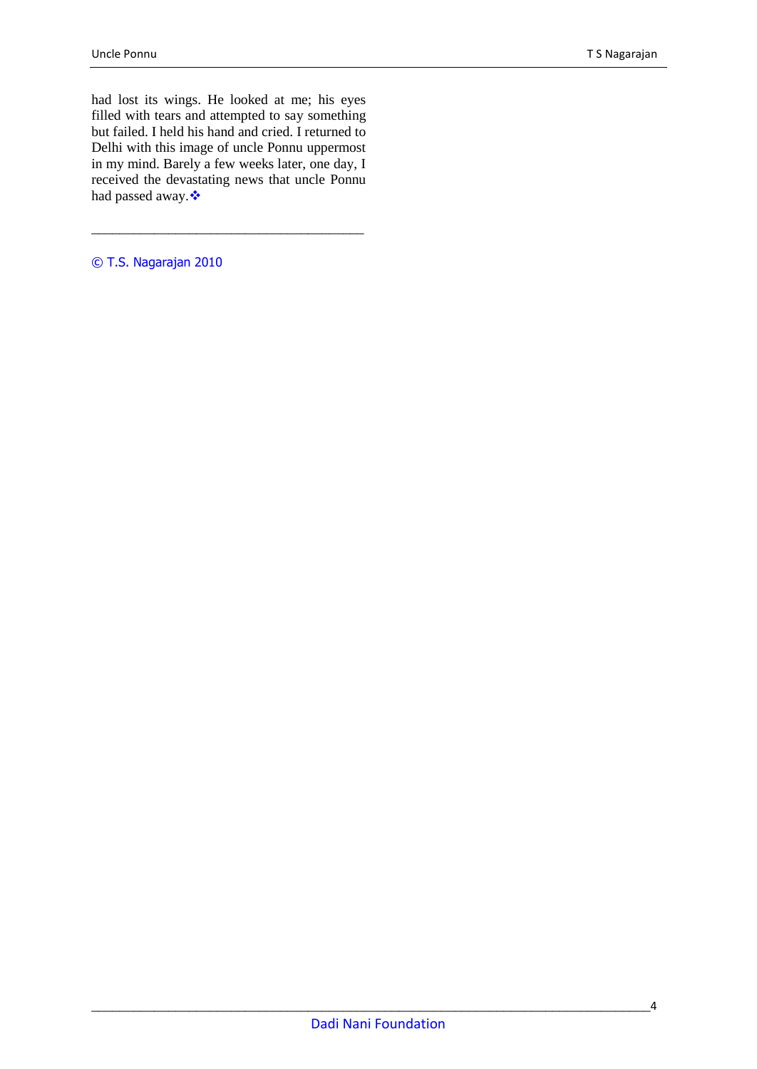had lost its wings. He looked at me; his eyes filled with tears and attempted to say something but failed. I held his hand and cried. I returned to Delhi with this image of uncle Ponnu uppermost in my mind. Barely a few weeks later, one day, I received the devastating news that uncle Ponnu had passed away.❖

---

© T.S. Nagarajan 2010